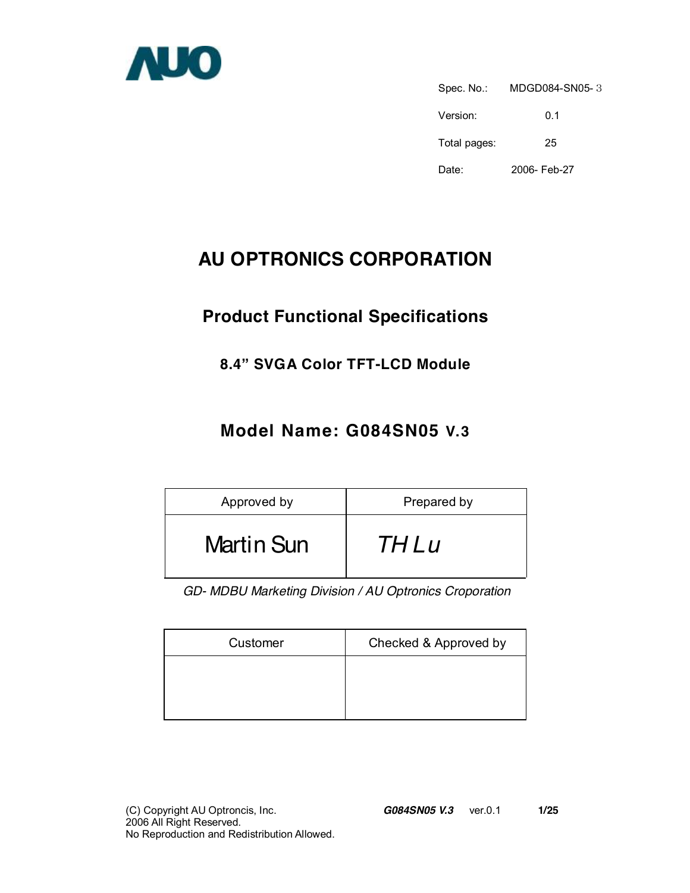AUO

| Spec. No.: | MDGD084-SN05- 3 |
|---|---|
| Version: | 0.1 |
| Total pages: | 25 |
| Date: | 2006- Feb-27 |

# AU OPTRONICS CORPORATION

## Product Functional Specifications

### 8.4” SVGA Color TFT-LCD Module

## Model Name: G084SN05 V.3

| Approved by | Prepared by |
|---|---|
| Martin Sun | *TH Lu* |

*GD- MDBU Marketing Division / AU Optronics Croporation*

| Customer | Checked & Approved by |
|---|---|
| | |

(C) Copyright AU Optroncis, Inc.
2006 All Right Reserved.
No Reproduction and Redistribution Allowed.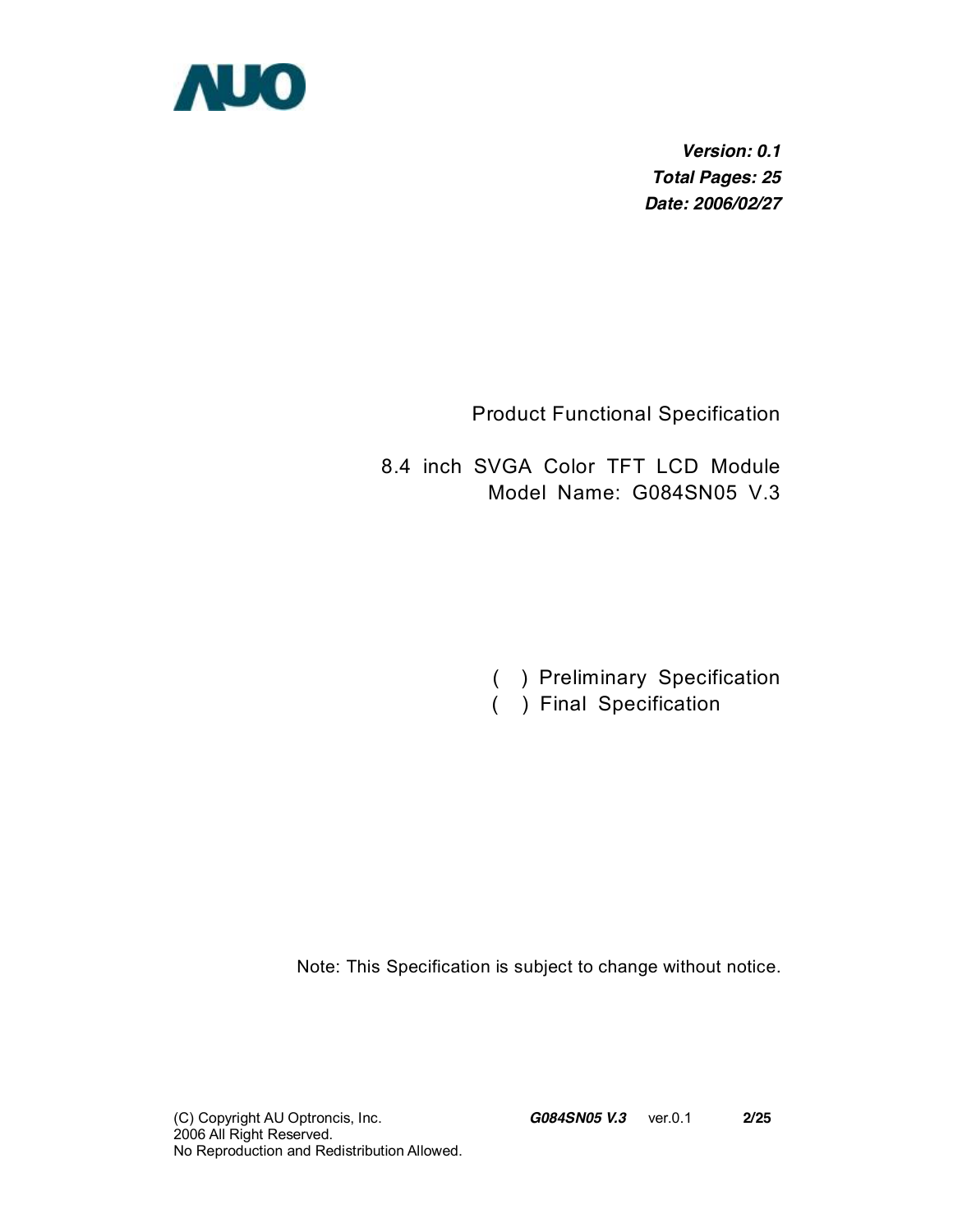**AUO**

***Version: 0.1***
***Total Pages: 25***
***Date: 2006/02/27***

Product Functional Specification

8.4 inch SVGA Color TFT LCD Module
Model Name: G084SN05 V.3

( ) Preliminary Specification
( ) Final Specification

Note: This Specification is subject to change without notice.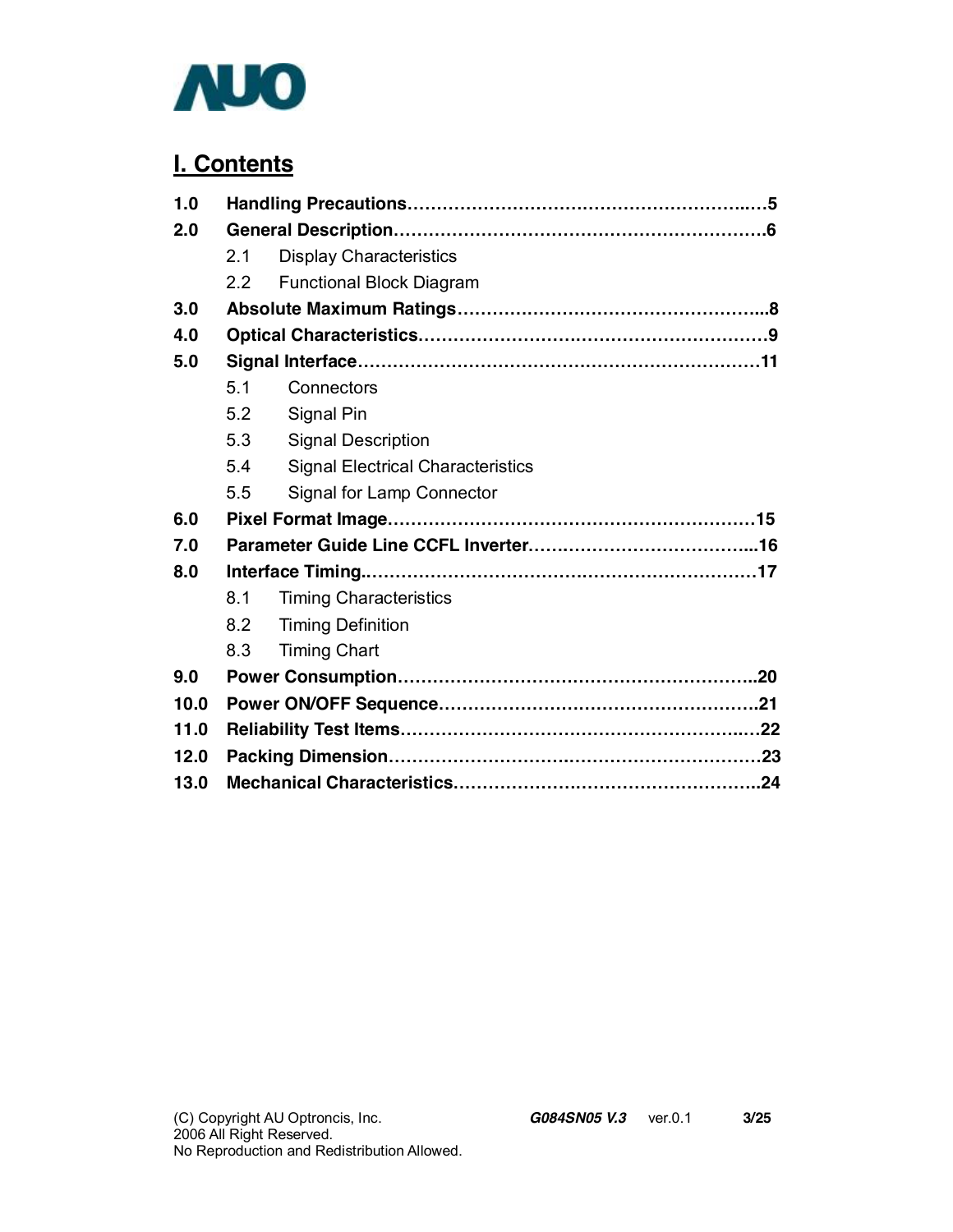AUO

## I. Contents

**1.0 Handling Precautions……………………………………………………..…5**

**2.0 General Description…………………………………………………………6**

- 2.1 Display Characteristics
- 2.2 Functional Block Diagram

**3.0 Absolute Maximum Ratings……………………………………………...8**

**4.0 Optical Characteristics……………………………………………………9**

**5.0 Signal Interface……………………………………………………………11**

- 5.1 Connectors
- 5.2 Signal Pin
- 5.3 Signal Description
- 5.4 Signal Electrical Characteristics
- 5.5 Signal for Lamp Connector

**6.0 Pixel Format Image………………………………………………………15**

**7.0 Parameter Guide Line CCFL Inverter………………………………...16**

**8.0 Interface Timing.……………………………………………………………17**

- 8.1 Timing Characteristics
- 8.2 Timing Definition
- 8.3 Timing Chart

**9.0 Power Consumption……………………………………………………..20**

**10.0 Power ON/OFF Sequence………………………………………………21**

**11.0 Reliability Test Items………………………………………………..…22**

**12.0 Packing Dimension………………………………………………………23**

**13.0 Mechanical Characteristics……………………………………………..24**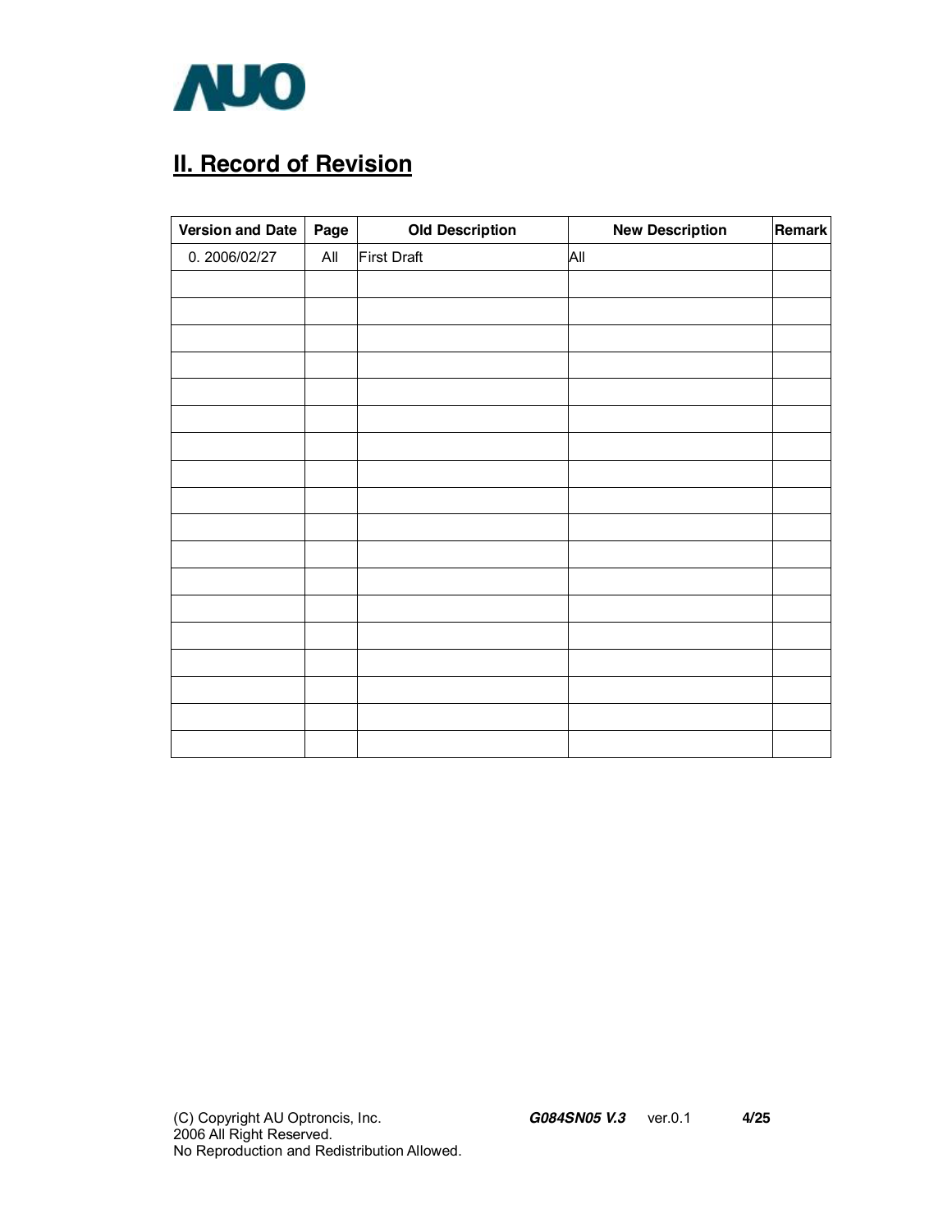## II. Record of Revision

| Version and Date | Page | Old Description | New Description | Remark |
|---|---|---|---|---|
| 0. 2006/02/27 | All | First Draft | All | |
| | | | | |
| | | | | |
| | | | | |
| | | | | |
| | | | | |
| | | | | |
| | | | | |
| | | | | |
| | | | | |
| | | | | |
| | | | | |
| | | | | |
| | | | | |
| | | | | |
| | | | | |
| | | | | |
| | | | | |
| | | | | |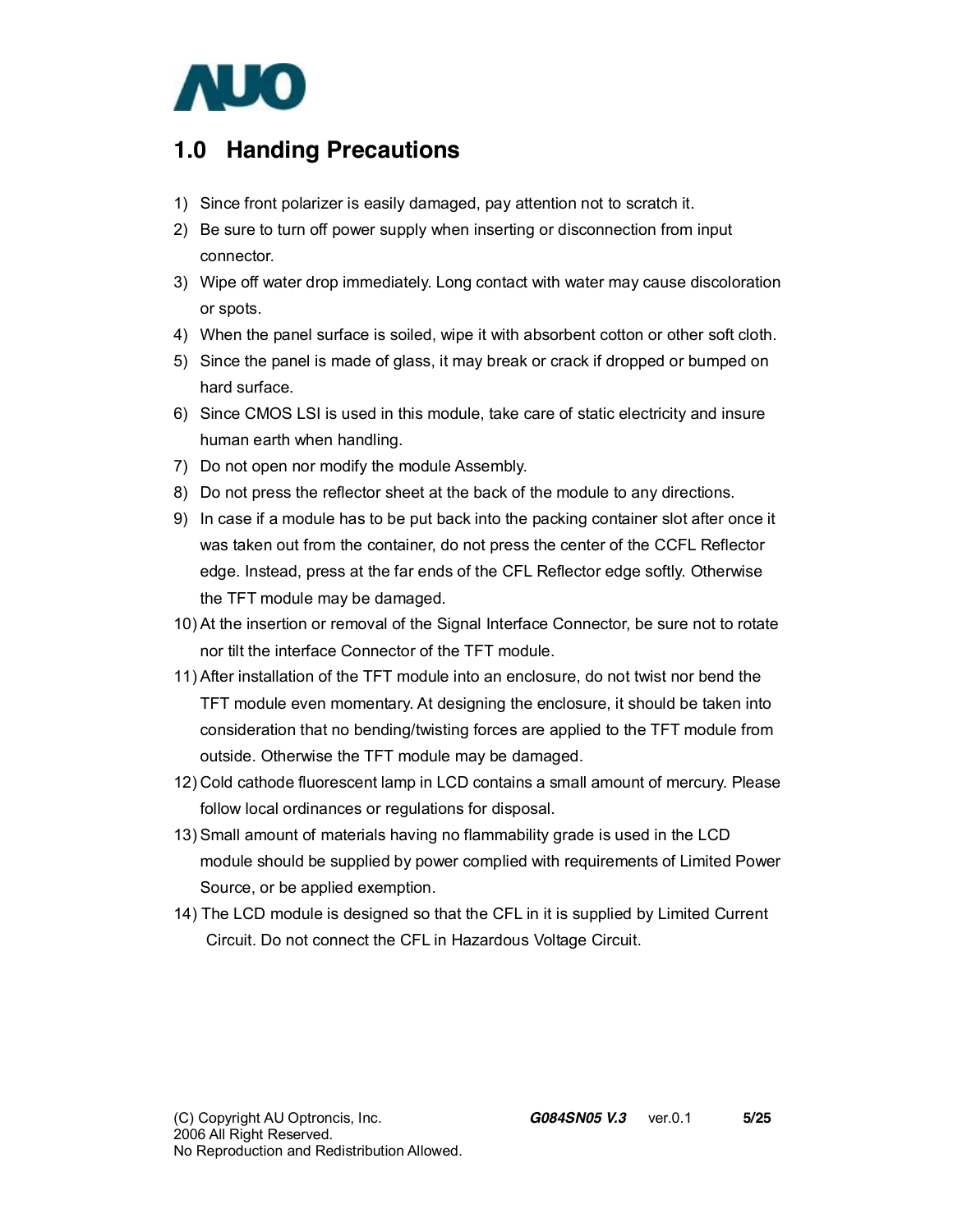## 1.0 Handing Precautions

1) Since front polarizer is easily damaged, pay attention not to scratch it.
2) Be sure to turn off power supply when inserting or disconnection from input connector.
3) Wipe off water drop immediately. Long contact with water may cause discoloration or spots.
4) When the panel surface is soiled, wipe it with absorbent cotton or other soft cloth.
5) Since the panel is made of glass, it may break or crack if dropped or bumped on hard surface.
6) Since CMOS LSI is used in this module, take care of static electricity and insure human earth when handling.
7) Do not open nor modify the module Assembly.
8) Do not press the reflector sheet at the back of the module to any directions.
9) In case if a module has to be put back into the packing container slot after once it was taken out from the container, do not press the center of the CCFL Reflector edge. Instead, press at the far ends of the CFL Reflector edge softly. Otherwise the TFT module may be damaged.
10) At the insertion or removal of the Signal Interface Connector, be sure not to rotate nor tilt the interface Connector of the TFT module.
11) After installation of the TFT module into an enclosure, do not twist nor bend the TFT module even momentary. At designing the enclosure, it should be taken into consideration that no bending/twisting forces are applied to the TFT module from outside. Otherwise the TFT module may be damaged.
12) Cold cathode fluorescent lamp in LCD contains a small amount of mercury. Please follow local ordinances or regulations for disposal.
13) Small amount of materials having no flammability grade is used in the LCD module should be supplied by power complied with requirements of Limited Power Source, or be applied exemption.
14) The LCD module is designed so that the CFL in it is supplied by Limited Current Circuit. Do not connect the CFL in Hazardous Voltage Circuit.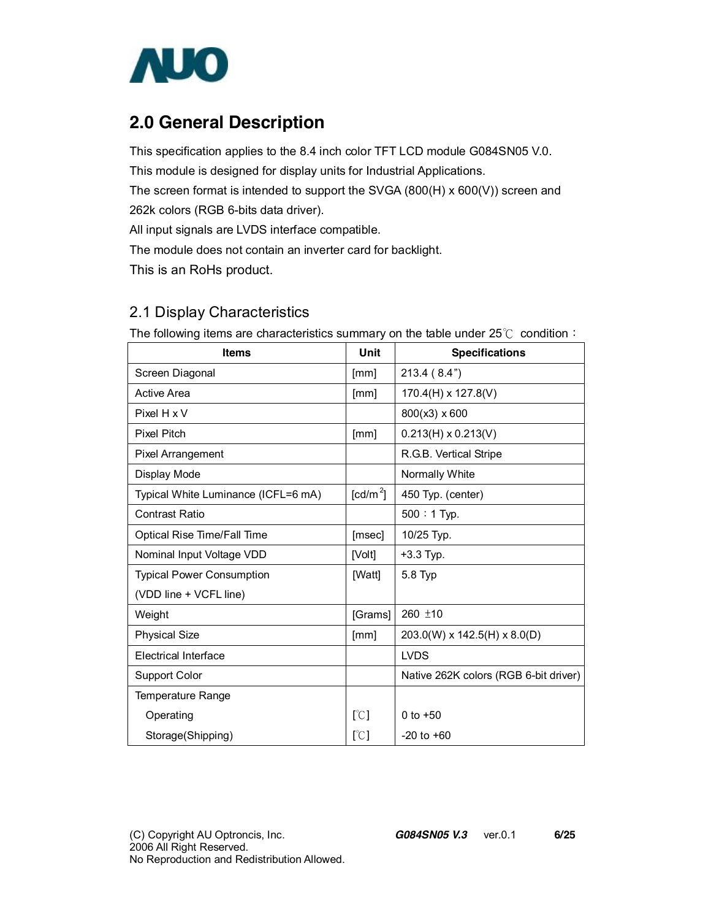## 2.0 General Description

This specification applies to the 8.4 inch color TFT LCD module G084SN05 V.0.
This module is designed for display units for Industrial Applications.
The screen format is intended to support the SVGA (800(H) x 600(V)) screen and 262k colors (RGB 6-bits data driver).
All input signals are LVDS interface compatible.
The module does not contain an inverter card for backlight.
This is an RoHs product.

### 2.1 Display Characteristics

The following items are characteristics summary on the table under 25℃ condition：

| Items | Unit | Specifications |
|---|---|---|
| Screen Diagonal | [mm] | 213.4 ( 8.4") |
| Active Area | [mm] | 170.4(H) x 127.8(V) |
| Pixel H x V | | 800(x3) x 600 |
| Pixel Pitch | [mm] | 0.213(H) x 0.213(V) |
| Pixel Arrangement | | R.G.B. Vertical Stripe |
| Display Mode | | Normally White |
| Typical White Luminance (ICFL=6 mA) | [cd/m$^2$] | 450 Typ. (center) |
| Contrast Ratio | | 500：1 Typ. |
| Optical Rise Time/Fall Time | [msec] | 10/25 Typ. |
| Nominal Input Voltage VDD | [Volt] | +3.3 Typ. |
| Typical Power Consumption (VDD line + VCFL line) | [Watt] | 5.8 Typ |
| Weight | [Grams] | 260 ±10 |
| Physical Size | [mm] | 203.0(W) x 142.5(H) x 8.0(D) |
| Electrical Interface | | LVDS |
| Support Color | | Native 262K colors (RGB 6-bit driver) |
| Temperature Range | | |
| Operating | [℃] | 0 to +50 |
| Storage(Shipping) | [℃] | -20 to +60 |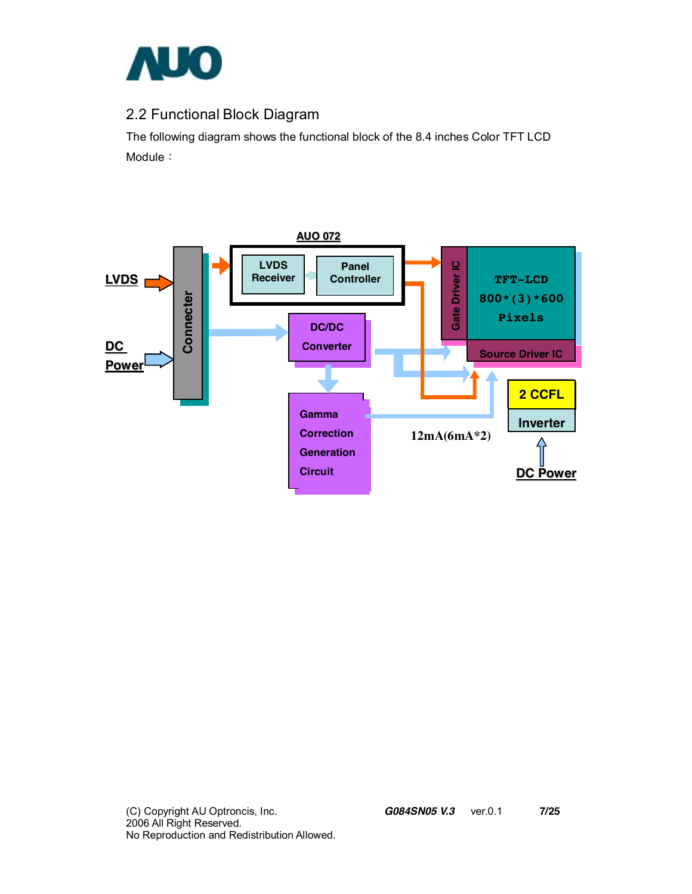## 2.2 Functional Block Diagram

The following diagram shows the functional block of the 8.4 inches Color TFT LCD Module：

AUO 072

LVDS Receiver

Panel Controller

LVDS

DC Power

Connecter

DC/DC Converter

Gamma Correction Generation Circuit

Gate Driver IC

TFT-LCD 800*(3)*600 Pixels

Source Driver IC

2 CCFL

Inverter

12mA(6mA*2)

DC Power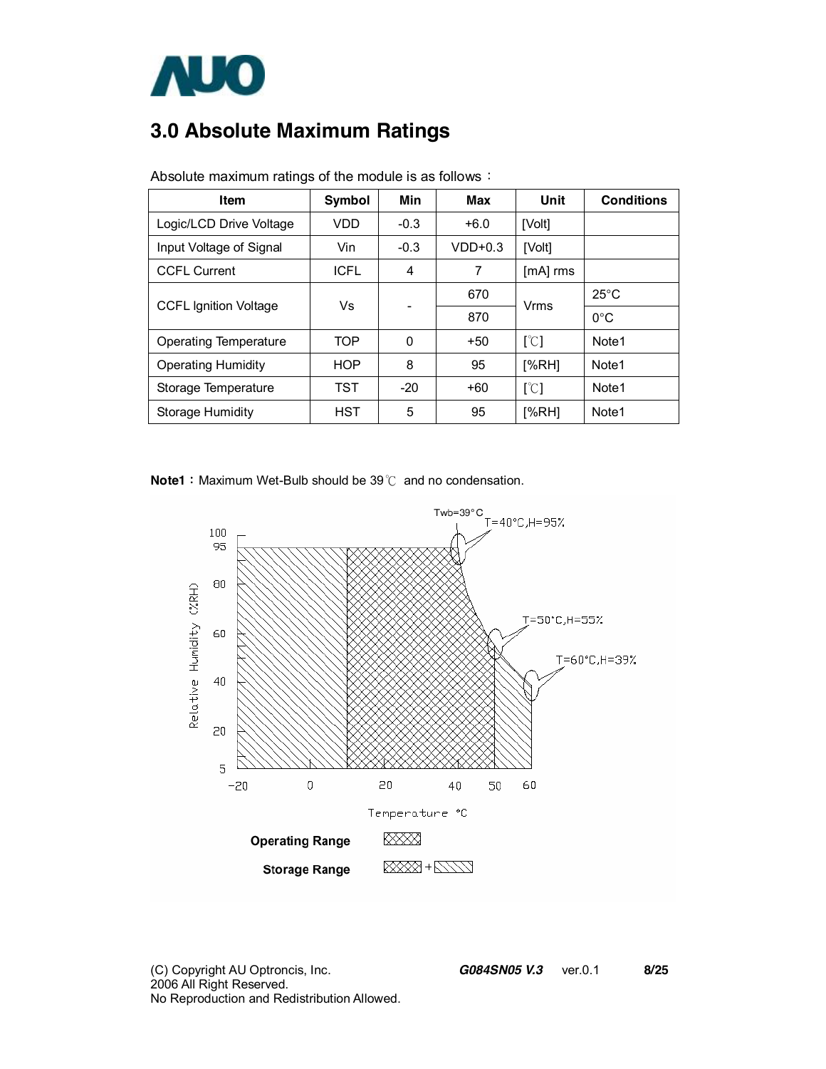# 3.0 Absolute Maximum Ratings

Absolute maximum ratings of the module is as follows：

| Item | Symbol | Min | Max | Unit | Conditions |
|---|---|---|---|---|---|
| Logic/LCD Drive Voltage | VDD | -0.3 | +6.0 | [Volt] | |
| Input Voltage of Signal | Vin | -0.3 | VDD+0.3 | [Volt] | |
| CCFL Current | ICFL | 4 | 7 | [mA] rms | |
| CCFL Ignition Voltage | Vs | - | 670 | Vrms | 25°C |
| | | | 870 | | 0°C |
| Operating Temperature | TOP | 0 | +50 | [℃] | Note1 |
| Operating Humidity | HOP | 8 | 95 | [%RH] | Note1 |
| Storage Temperature | TST | -20 | +60 | [℃] | Note1 |
| Storage Humidity | HST | 5 | 95 | [%RH] | Note1 |

**Note1：** Maximum Wet-Bulb should be 39℃ and no condensation.

Twb=39°C

T=40℃,H=95%

T=50°C,H=55%

T=60°C,H=39%

Relative Humidity (%RH): 100, 95, 80, 60, 40, 20, 5

Temperature °C: -20, 0, 20, 40, 50, 60

**Operating Range**

**Storage Range**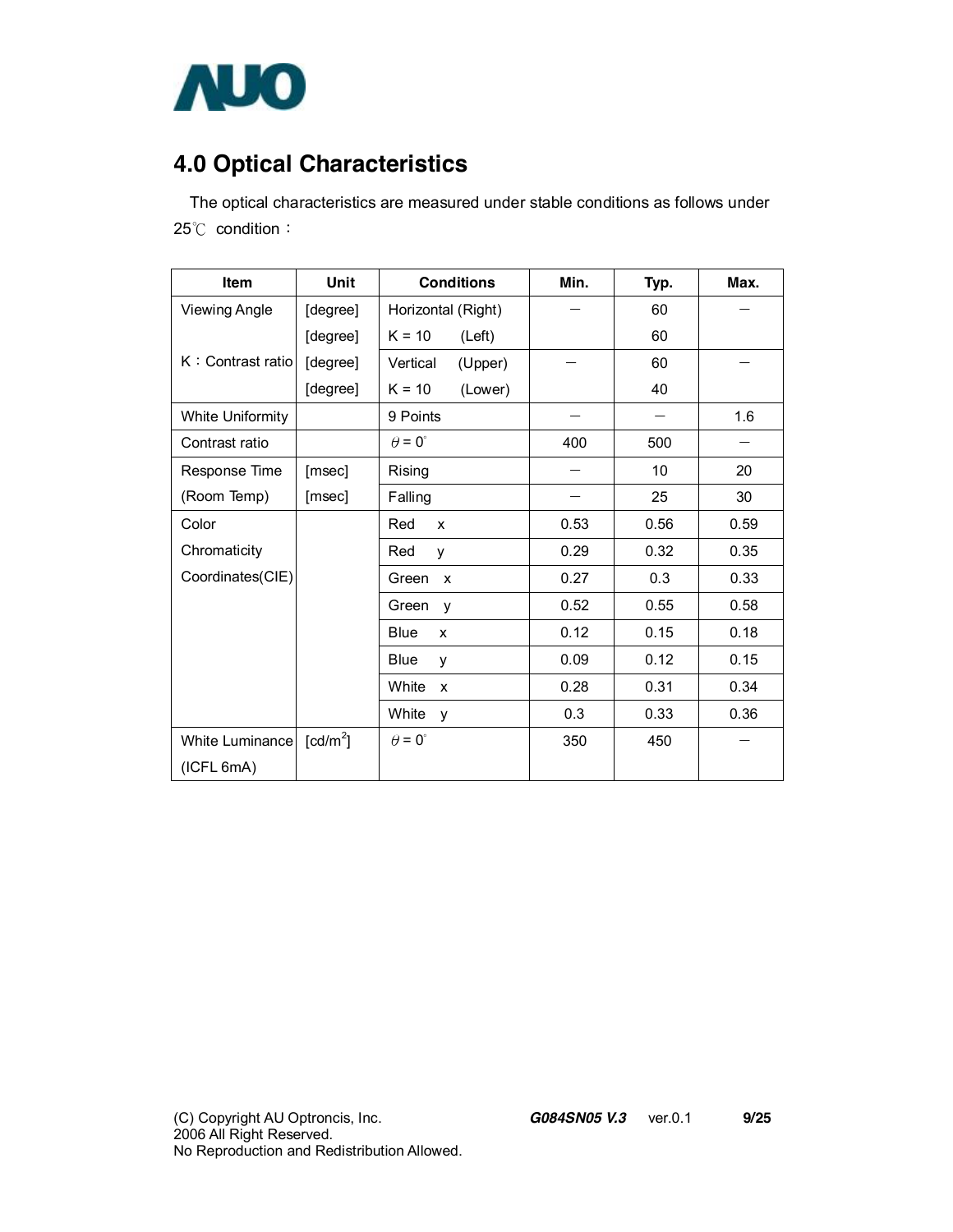## 4.0 Optical Characteristics

The optical characteristics are measured under stable conditions as follows under 25℃ condition：

| Item | Unit | Conditions | Min. | Typ. | Max. |
|---|---|---|---|---|---|
| Viewing Angle | [degree] | Horizontal (Right) | – | 60 | – |
| | [degree] | K = 10 (Left) | | 60 | |
| K：Contrast ratio | [degree] | Vertical (Upper) | – | 60 | – |
| | [degree] | K = 10 (Lower) | | 40 | |
| White Uniformity | | 9 Points | – | – | 1.6 |
| Contrast ratio | | $\theta = 0^{\circ}$ | 400 | 500 | – |
| Response Time | [msec] | Rising | – | 10 | 20 |
| (Room Temp) | [msec] | Falling | – | 25 | 30 |
| Color | | Red x | 0.53 | 0.56 | 0.59 |
| Chromaticity | | Red y | 0.29 | 0.32 | 0.35 |
| Coordinates(CIE) | | Green x | 0.27 | 0.3 | 0.33 |
| | | Green y | 0.52 | 0.55 | 0.58 |
| | | Blue x | 0.12 | 0.15 | 0.18 |
| | | Blue y | 0.09 | 0.12 | 0.15 |
| | | White x | 0.28 | 0.31 | 0.34 |
| | | White y | 0.3 | 0.33 | 0.36 |
| White Luminance (ICFL 6mA) | [cd/m$^2$] | $\theta = 0^{\circ}$ | 350 | 450 | – |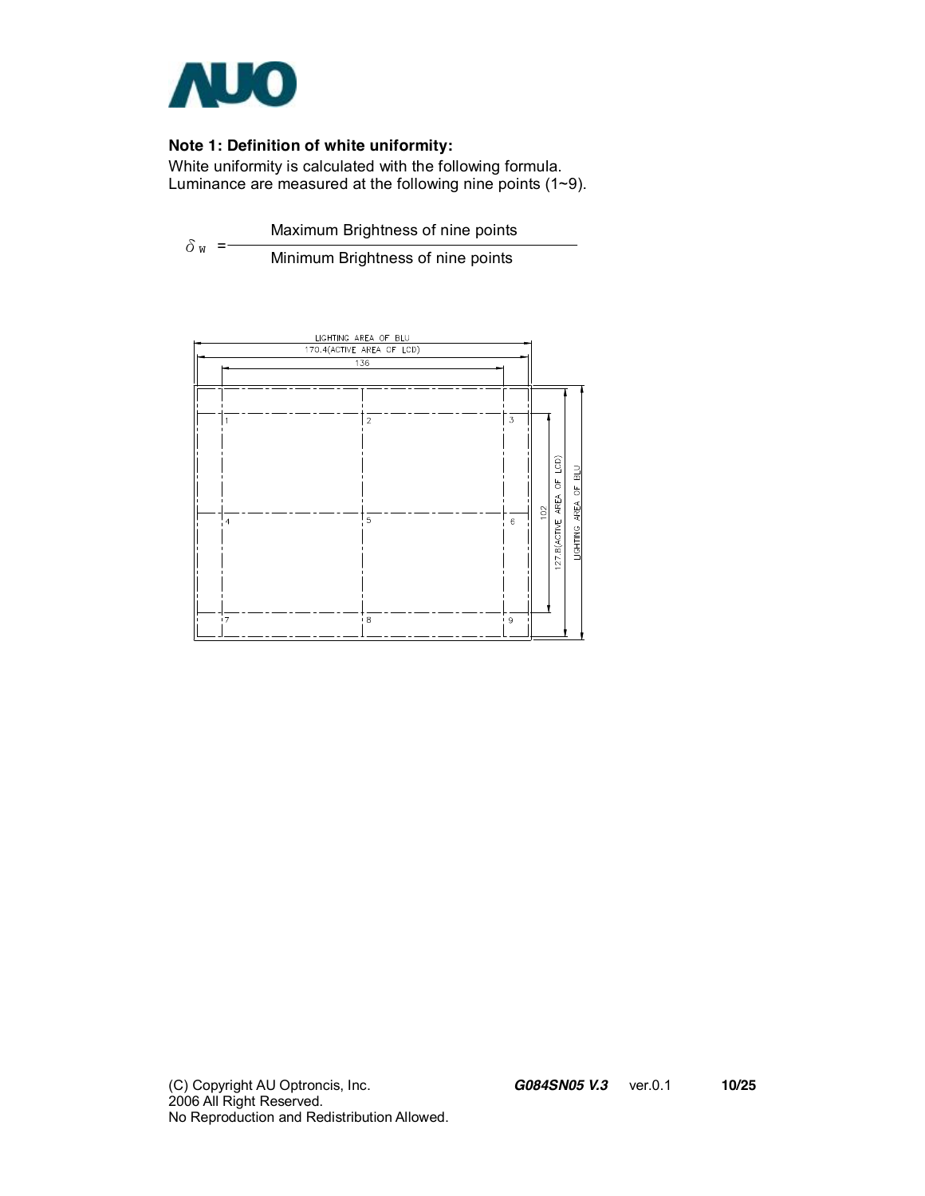**Note 1: Definition of white uniformity:**

White uniformity is calculated with the following formula.
Luminance are measured at the following nine points (1~9).

$$\delta_W = \frac{\text{Maximum Brightness of nine points}}{\text{Minimum Brightness of nine points}}$$

LIGHTING AREA OF BLU
170.4(ACTIVE AREA OF LCD)
136

1 2 3
4 5 6
7 8 9

102
127.8(ACTIVE AREA OF LCD)
LIGHTING AREA OF BLU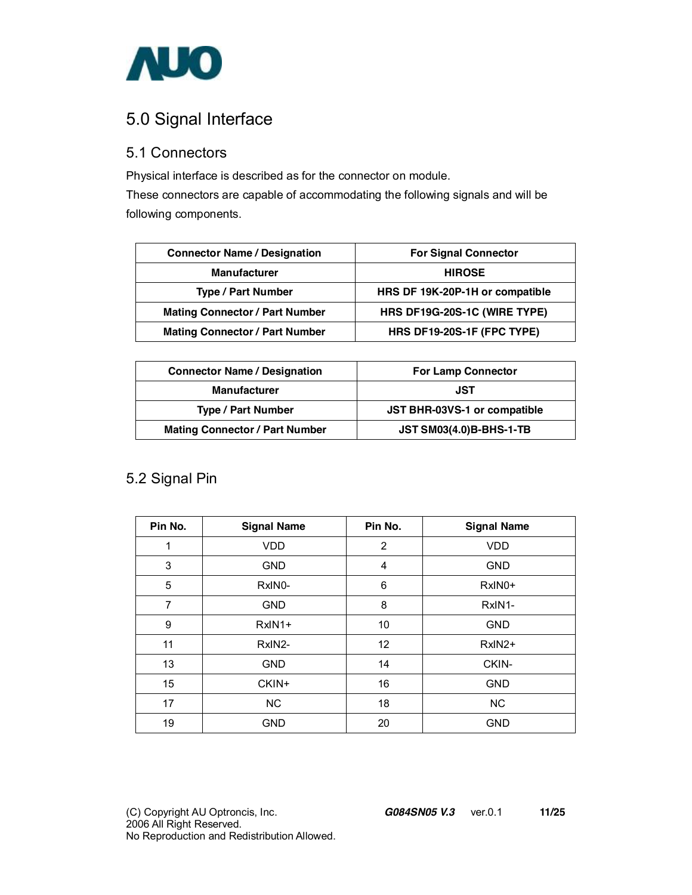# 5.0 Signal Interface

## 5.1 Connectors

Physical interface is described as for the connector on module.
These connectors are capable of accommodating the following signals and will be following components.

| Connector Name / Designation | For Signal Connector |
|---|---|
| Manufacturer | HIROSE |
| Type / Part Number | HRS DF 19K-20P-1H or compatible |
| Mating Connector / Part Number | HRS DF19G-20S-1C (WIRE TYPE) |
| Mating Connector / Part Number | HRS DF19-20S-1F (FPC TYPE) |

| Connector Name / Designation | For Lamp Connector |
|---|---|
| Manufacturer | JST |
| Type / Part Number | JST BHR-03VS-1 or compatible |
| Mating Connector / Part Number | JST SM03(4.0)B-BHS-1-TB |

## 5.2 Signal Pin

| Pin No. | Signal Name | Pin No. | Signal Name |
|---|---|---|---|
| 1 | VDD | 2 | VDD |
| 3 | GND | 4 | GND |
| 5 | RxIN0- | 6 | RxIN0+ |
| 7 | GND | 8 | RxIN1- |
| 9 | RxIN1+ | 10 | GND |
| 11 | RxIN2- | 12 | RxIN2+ |
| 13 | GND | 14 | CKIN- |
| 15 | CKIN+ | 16 | GND |
| 17 | NC | 18 | NC |
| 19 | GND | 20 | GND |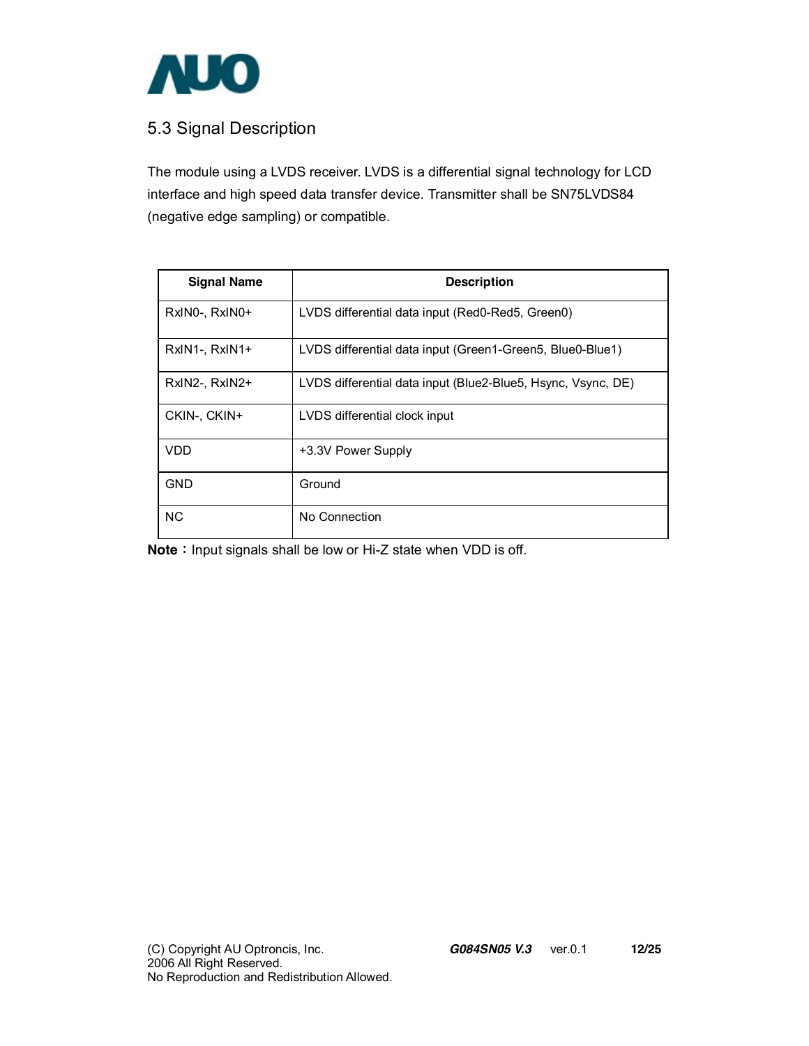## 5.3 Signal Description

The module using a LVDS receiver. LVDS is a differential signal technology for LCD interface and high speed data transfer device. Transmitter shall be SN75LVDS84 (negative edge sampling) or compatible.

| Signal Name | Description |
|---|---|
| RxIN0-, RxIN0+ | LVDS differential data input (Red0-Red5, Green0) |
| RxIN1-, RxIN1+ | LVDS differential data input (Green1-Green5, Blue0-Blue1) |
| RxIN2-, RxIN2+ | LVDS differential data input (Blue2-Blue5, Hsync, Vsync, DE) |
| CKIN-, CKIN+ | LVDS differential clock input |
| VDD | +3.3V Power Supply |
| GND | Ground |
| NC | No Connection |

**Note：** Input signals shall be low or Hi-Z state when VDD is off.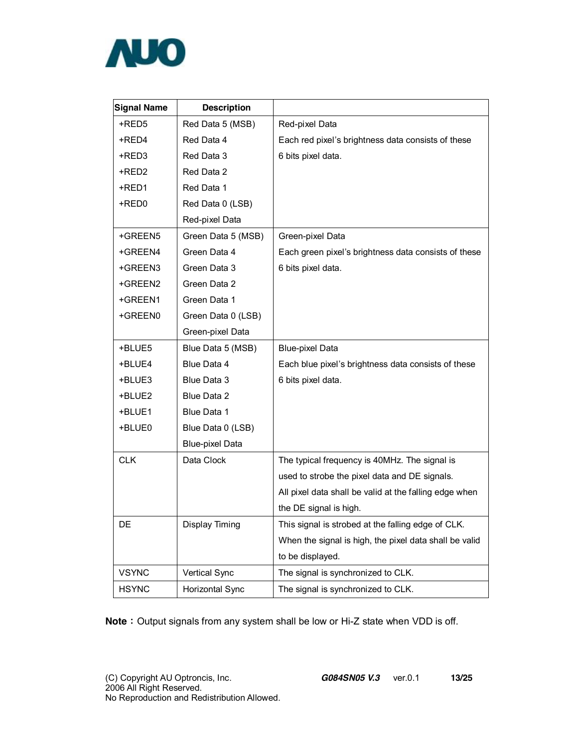| Signal Name | Description | |
|---|---|---|
| +RED5<br>+RED4<br>+RED3<br>+RED2<br>+RED1<br>+RED0 | Red Data 5 (MSB)<br>Red Data 4<br>Red Data 3<br>Red Data 2<br>Red Data 1<br>Red Data 0 (LSB)<br>Red-pixel Data | Red-pixel Data<br>Each red pixel's brightness data consists of these 6 bits pixel data. |
| +GREEN5<br>+GREEN4<br>+GREEN3<br>+GREEN2<br>+GREEN1<br>+GREEN0 | Green Data 5 (MSB)<br>Green Data 4<br>Green Data 3<br>Green Data 2<br>Green Data 1<br>Green Data 0 (LSB)<br>Green-pixel Data | Green-pixel Data<br>Each green pixel's brightness data consists of these 6 bits pixel data. |
| +BLUE5<br>+BLUE4<br>+BLUE3<br>+BLUE2<br>+BLUE1<br>+BLUE0 | Blue Data 5 (MSB)<br>Blue Data 4<br>Blue Data 3<br>Blue Data 2<br>Blue Data 1<br>Blue Data 0 (LSB)<br>Blue-pixel Data | Blue-pixel Data<br>Each blue pixel's brightness data consists of these 6 bits pixel data. |
| CLK | Data Clock | The typical frequency is 40MHz. The signal is used to strobe the pixel data and DE signals. All pixel data shall be valid at the falling edge when the DE signal is high. |
| DE | Display Timing | This signal is strobed at the falling edge of CLK. When the signal is high, the pixel data shall be valid to be displayed. |
| VSYNC | Vertical Sync | The signal is synchronized to CLK. |
| HSYNC | Horizontal Sync | The signal is synchronized to CLK. |

**Note：**Output signals from any system shall be low or Hi-Z state when VDD is off.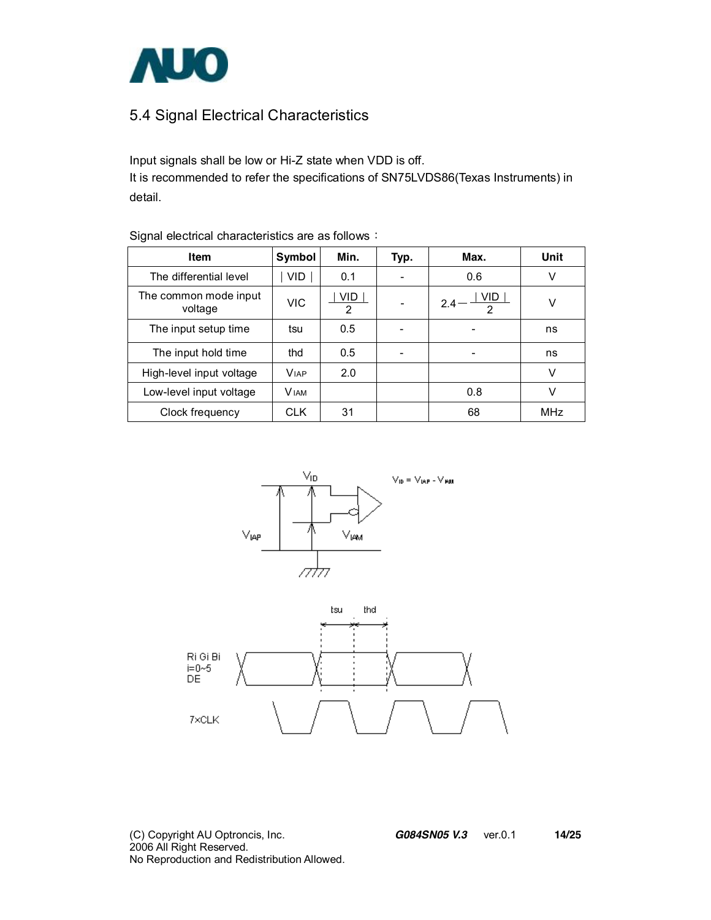## 5.4 Signal Electrical Characteristics

Input signals shall be low or Hi-Z state when VDD is off.
It is recommended to refer the specifications of SN75LVDS86(Texas Instruments) in detail.

Signal electrical characteristics are as follows：

| Item | Symbol | Min. | Typ. | Max. | Unit |
|---|---|---|---|---|---|
| The differential level | $\|VID\|$ | 0.1 | - | 0.6 | V |
| The common mode input voltage | VIC | $\frac{\|VID\|}{2}$ | - | $2.4-\frac{\|VID\|}{2}$ | V |
| The input setup time | tsu | 0.5 | - | - | ns |
| The input hold time | thd | 0.5 | - | - | ns |
| High-level input voltage | $V_{IAP}$ | 2.0 | | | V |
| Low-level input voltage | $V_{IAM}$ | | | 0.8 | V |
| Clock frequency | CLK | 31 | | 68 | MHz |

$V_{ID} = V_{IAP} - V_{IAM}$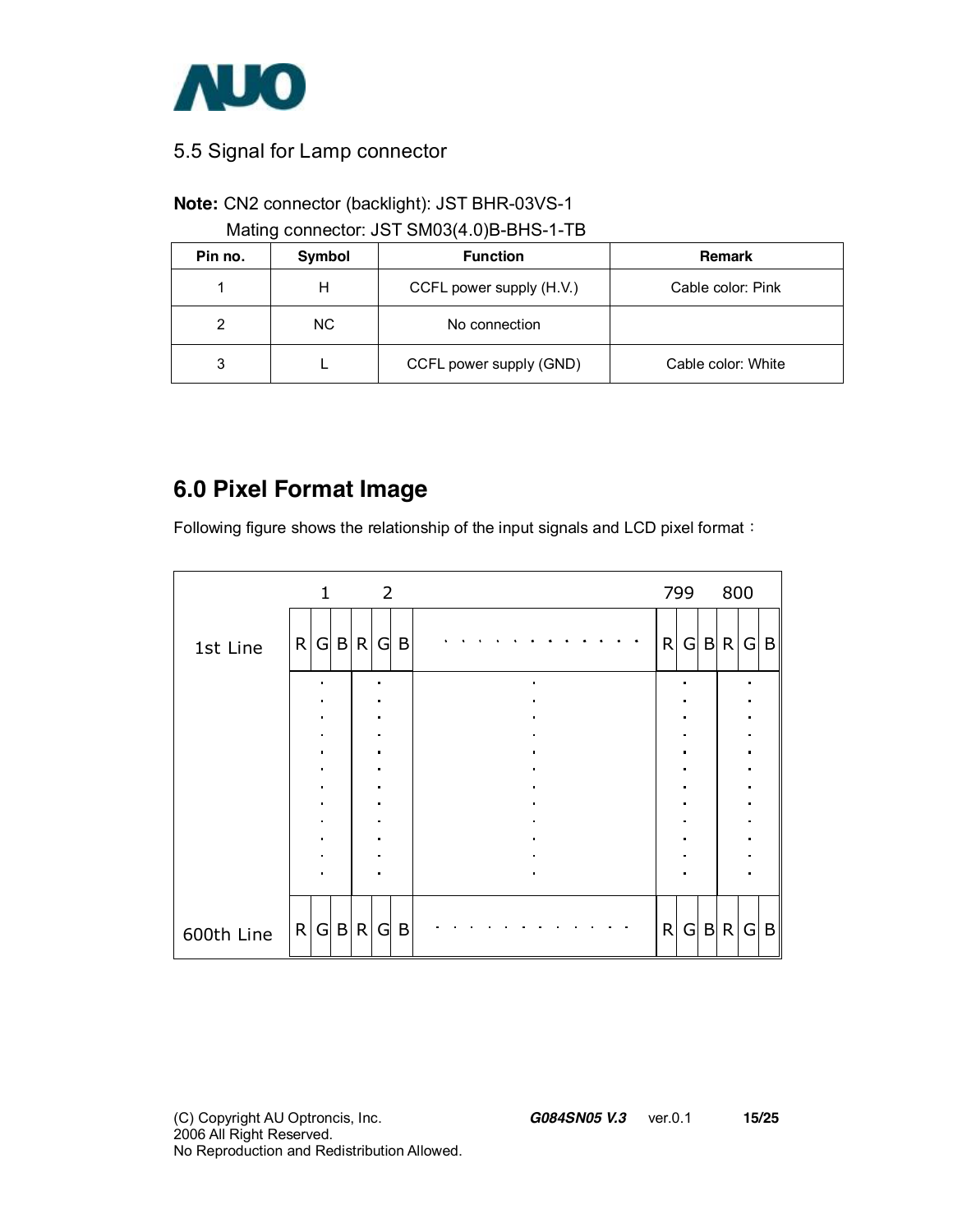## 5.5 Signal for Lamp connector

**Note:** CN2 connector (backlight): JST BHR-03VS-1
Mating connector: JST SM03(4.0)B-BHS-1-TB

| Pin no. | Symbol | Function | Remark |
|---|---|---|---|
| 1 | H | CCFL power supply (H.V.) | Cable color: Pink |
| 2 | NC | No connection | |
| 3 | L | CCFL power supply (GND) | Cable color: White |

## 6.0 Pixel Format Image

Following figure shows the relationship of the input signals and LCD pixel format：

| | 1 | | | 2 | | | | 799 | | | 800 | | |
|---|---|---|---|---|---|---|---|---|---|---|---|---|---|
| 1st Line | R | G | B | R | G | B | . . . . . . . . . . . . | R | G | B | R | G | B |
| | ⋮ | | | ⋮ | | | ⋮ | ⋮ | | | ⋮ | | |
| 600th Line | R | G | B | R | G | B | . . . . . . . . . . . . | R | G | B | R | G | B |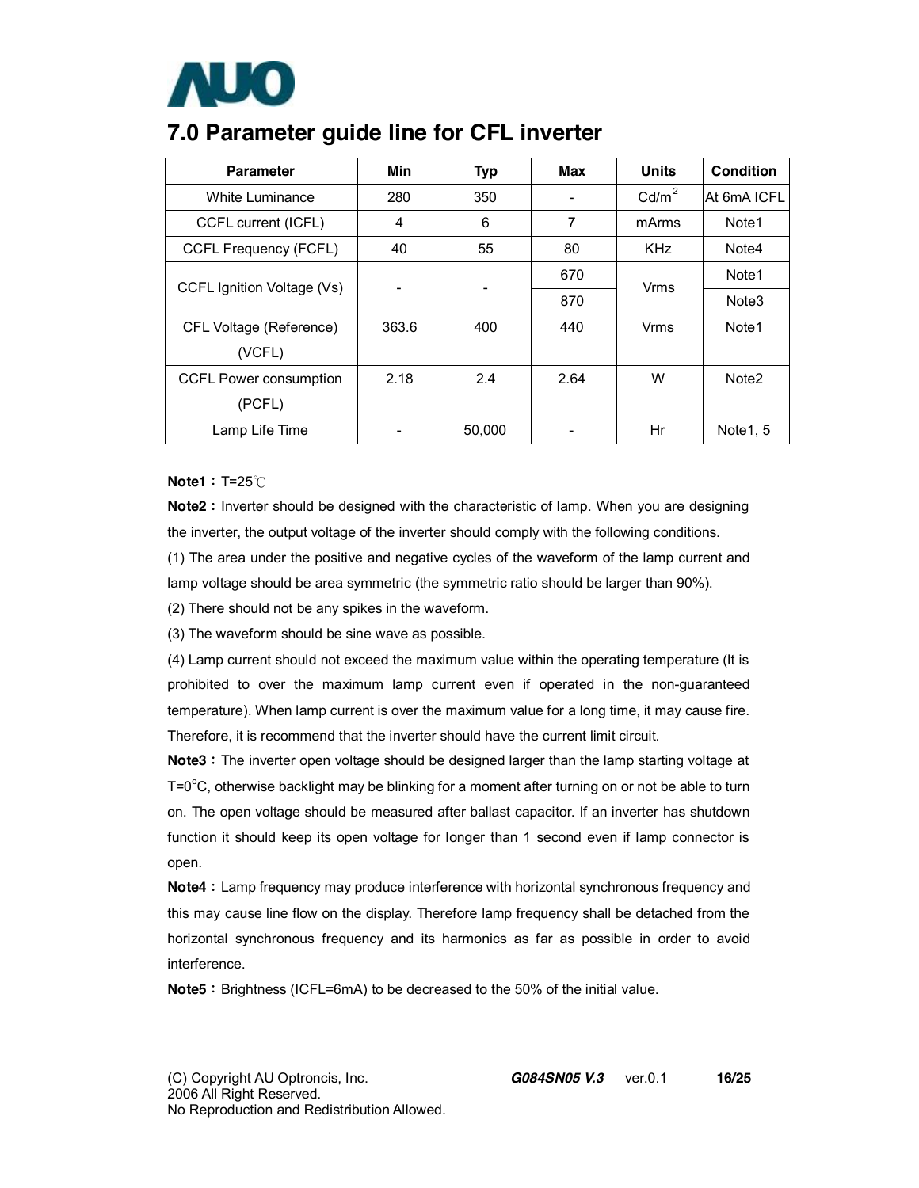# 7.0 Parameter guide line for CFL inverter

| Parameter | Min | Typ | Max | Units | Condition |
| --- | --- | --- | --- | --- | --- |
| White Luminance | 280 | 350 | - | $Cd/m^2$ | At 6mA ICFL |
| CCFL current (ICFL) | 4 | 6 | 7 | mArms | Note1 |
| CCFL Frequency (FCFL) | 40 | 55 | 80 | KHz | Note4 |
| CCFL Ignition Voltage (Vs) | - | - | 670 | Vrms | Note1 |
| | | | 870 | | Note3 |
| CFL Voltage (Reference) (VCFL) | 363.6 | 400 | 440 | Vrms | Note1 |
| CCFL Power consumption (PCFL) | 2.18 | 2.4 | 2.64 | W | Note2 |
| Lamp Life Time | - | 50,000 | - | Hr | Note1, 5 |

**Note1：**T=25℃

**Note2：**Inverter should be designed with the characteristic of lamp. When you are designing the inverter, the output voltage of the inverter should comply with the following conditions.

(1) The area under the positive and negative cycles of the waveform of the lamp current and lamp voltage should be area symmetric (the symmetric ratio should be larger than 90%).

(2) There should not be any spikes in the waveform.

(3) The waveform should be sine wave as possible.

(4) Lamp current should not exceed the maximum value within the operating temperature (It is prohibited to over the maximum lamp current even if operated in the non-guaranteed temperature). When lamp current is over the maximum value for a long time, it may cause fire. Therefore, it is recommend that the inverter should have the current limit circuit.

**Note3：**The inverter open voltage should be designed larger than the lamp starting voltage at T=0°C, otherwise backlight may be blinking for a moment after turning on or not be able to turn on. The open voltage should be measured after ballast capacitor. If an inverter has shutdown function it should keep its open voltage for longer than 1 second even if lamp connector is open.

**Note4：**Lamp frequency may produce interference with horizontal synchronous frequency and this may cause line flow on the display. Therefore lamp frequency shall be detached from the horizontal synchronous frequency and its harmonics as far as possible in order to avoid interference.

**Note5：**Brightness (ICFL=6mA) to be decreased to the 50% of the initial value.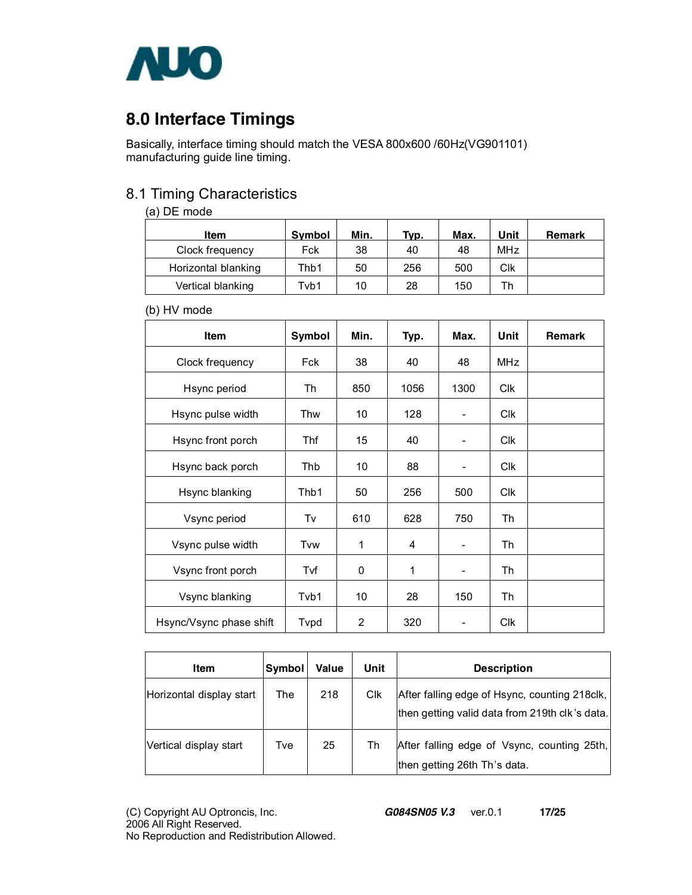## 8.0 Interface Timings

Basically, interface timing should match the VESA 800x600 /60Hz(VG901101) manufacturing guide line timing.

### 8.1 Timing Characteristics

(a) DE mode

| Item | Symbol | Min. | Typ. | Max. | Unit | Remark |
|---|---|---|---|---|---|---|
| Clock frequency | Fck | 38 | 40 | 48 | MHz | |
| Horizontal blanking | Thb1 | 50 | 256 | 500 | Clk | |
| Vertical blanking | Tvb1 | 10 | 28 | 150 | Th | |

(b) HV mode

| Item | Symbol | Min. | Typ. | Max. | Unit | Remark |
|---|---|---|---|---|---|---|
| Clock frequency | Fck | 38 | 40 | 48 | MHz | |
| Hsync period | Th | 850 | 1056 | 1300 | Clk | |
| Hsync pulse width | Thw | 10 | 128 | - | Clk | |
| Hsync front porch | Thf | 15 | 40 | - | Clk | |
| Hsync back porch | Thb | 10 | 88 | - | Clk | |
| Hsync blanking | Thb1 | 50 | 256 | 500 | Clk | |
| Vsync period | Tv | 610 | 628 | 750 | Th | |
| Vsync pulse width | Tvw | 1 | 4 | - | Th | |
| Vsync front porch | Tvf | 0 | 1 | - | Th | |
| Vsync blanking | Tvb1 | 10 | 28 | 150 | Th | |
| Hsync/Vsync phase shift | Tvpd | 2 | 320 | - | Clk | |

| Item | Symbol | Value | Unit | Description |
|---|---|---|---|---|
| Horizontal display start | The | 218 | Clk | After falling edge of Hsync, counting 218clk, then getting valid data from 219th clk's data. |
| Vertical display start | Tve | 25 | Th | After falling edge of Vsync, counting 25th, then getting 26th Th's data. |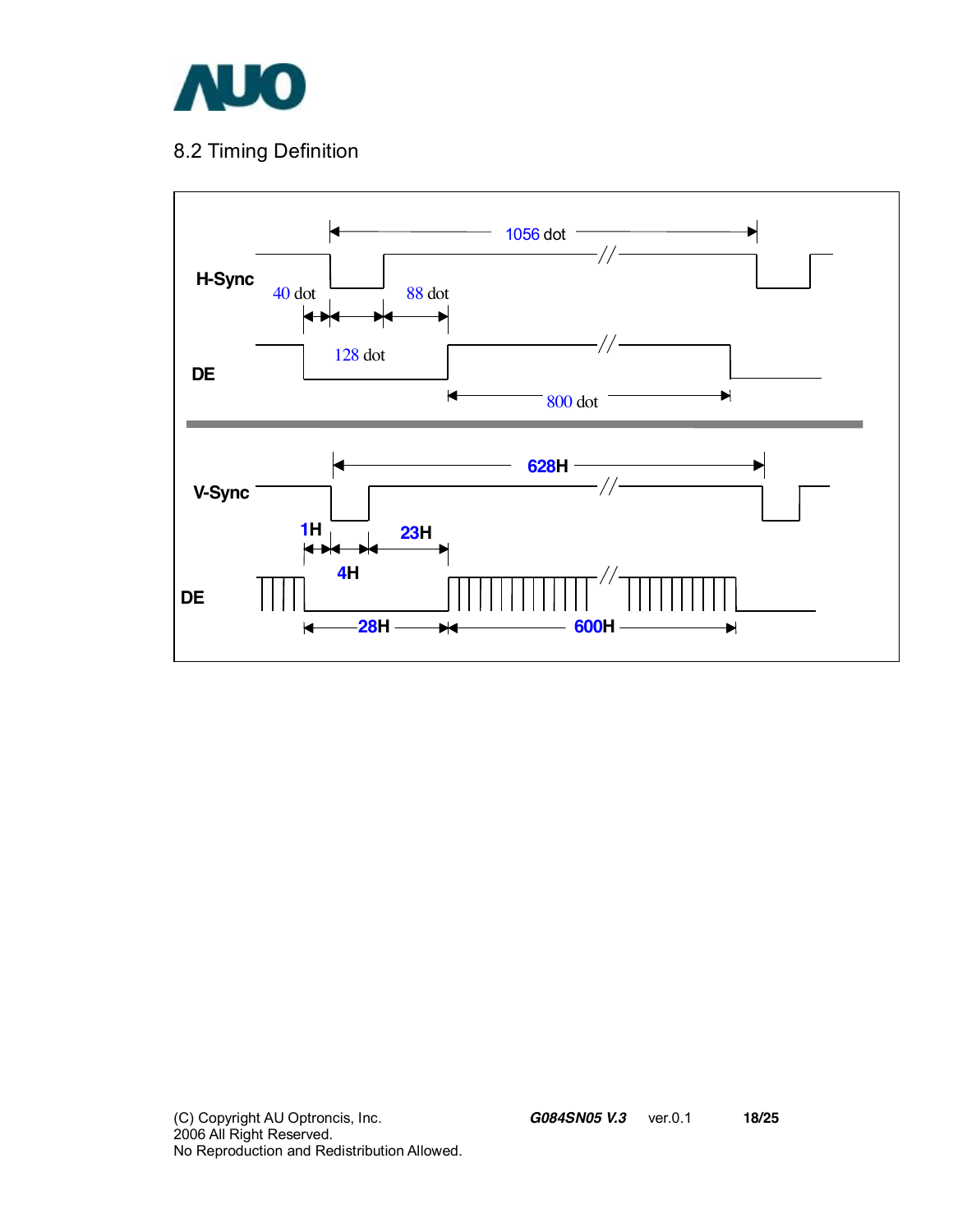## 8.2 Timing Definition

H-Sync

DE

1056 dot

40 dot

88 dot

128 dot

800 dot

V-Sync

DE

628H

1H

23H

4H

28H

600H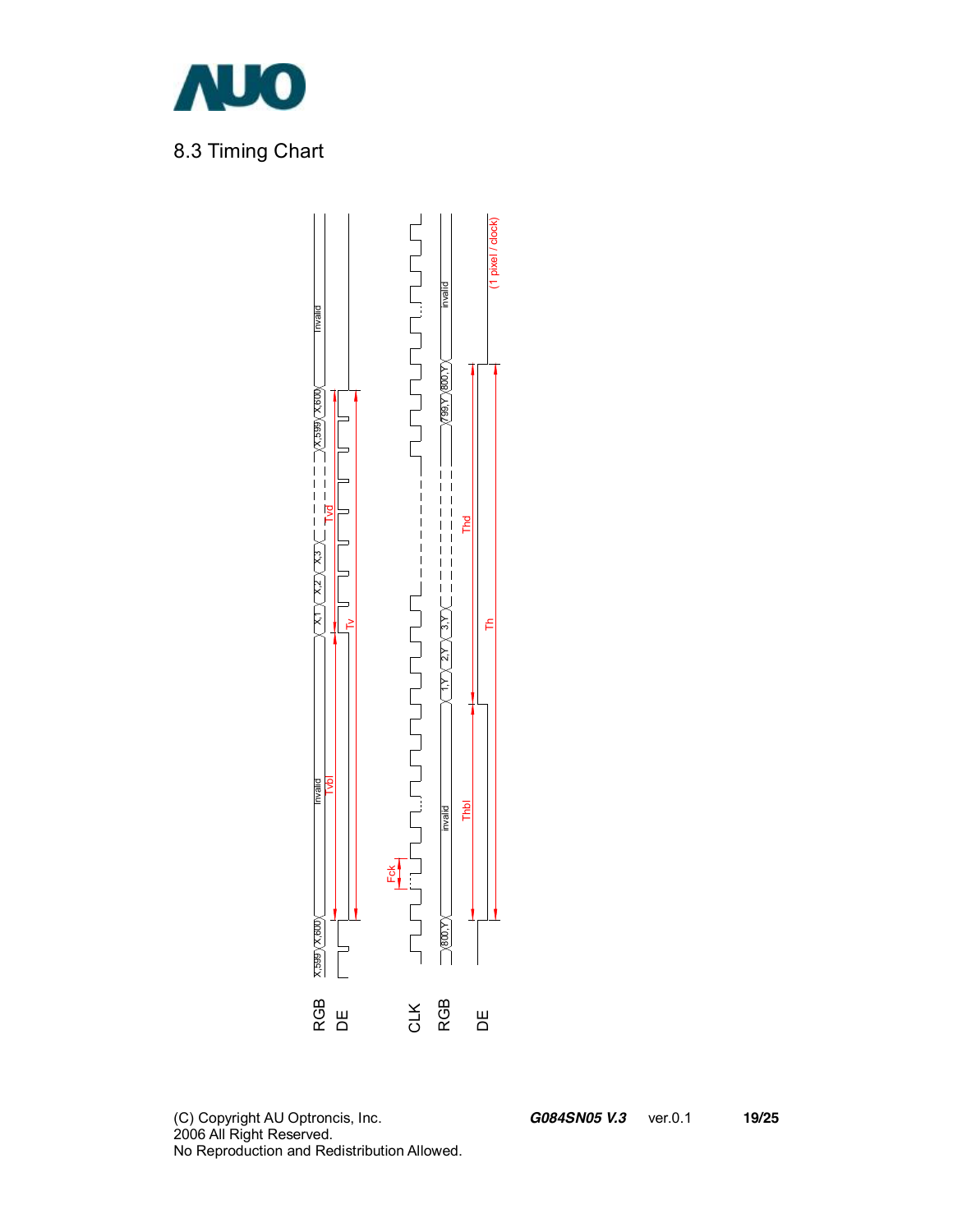## 8.3 Timing Chart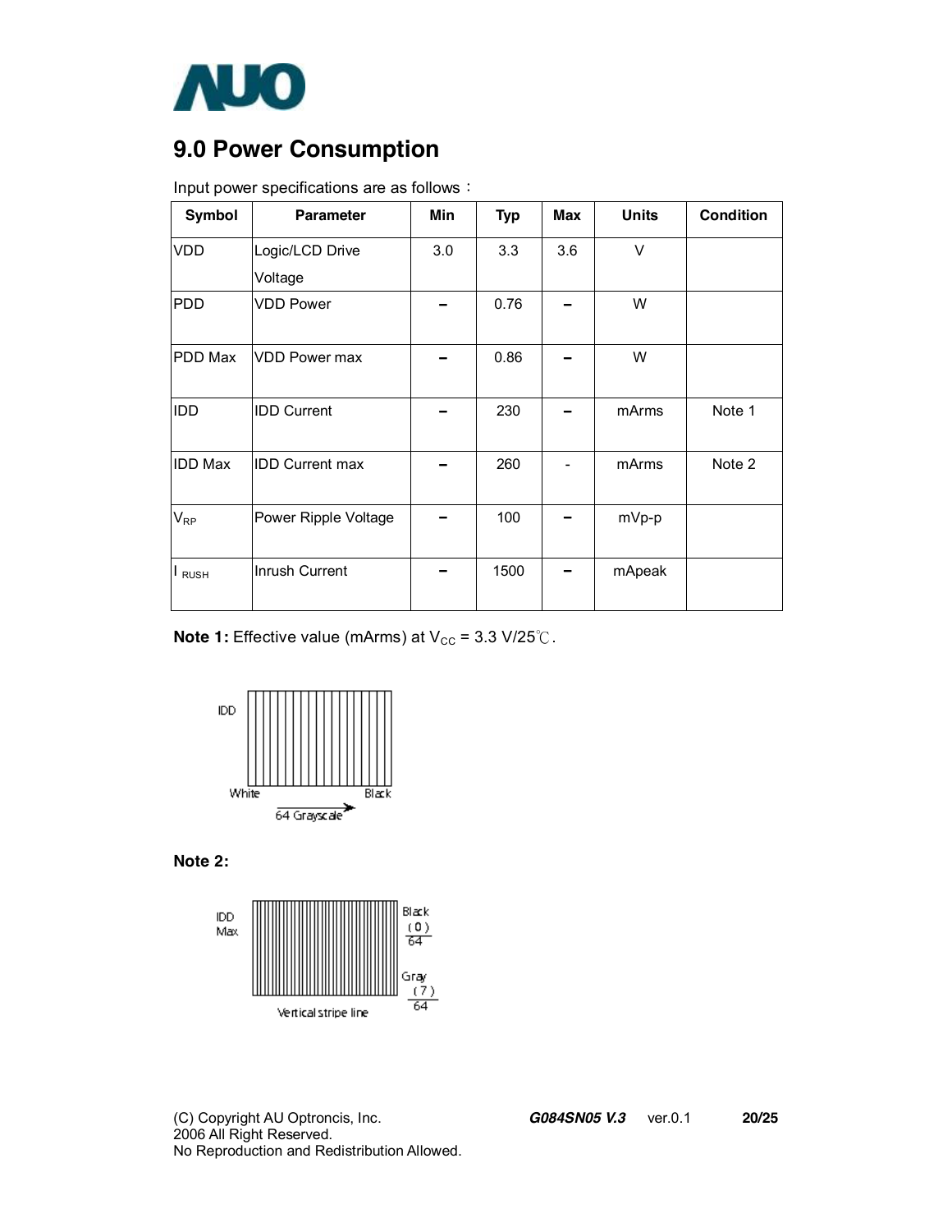## 9.0 Power Consumption

Input power specifications are as follows：

| Symbol | Parameter | Min | Typ | Max | Units | Condition |
|---|---|---|---|---|---|---|
| VDD | Logic/LCD Drive Voltage | 3.0 | 3.3 | 3.6 | V | |
| PDD | VDD Power | – | 0.76 | – | W | |
| PDD Max | VDD Power max | – | 0.86 | – | W | |
| IDD | IDD Current | – | 230 | – | mArms | Note 1 |
| IDD Max | IDD Current max | – | 260 | - | mArms | Note 2 |
| $V_{RP}$ | Power Ripple Voltage | – | 100 | – | mVp-p | |
| $I_{RUSH}$ | Inrush Current | – | 1500 | – | mApeak | |

**Note 1:** Effective value (mArms) at $V_{CC}$ = 3.3 V/25℃.

IDD

White Black

64 Grayscale

**Note 2:**

IDD Max

Black (0)/64

Gray (7)/64

Vertical stripe line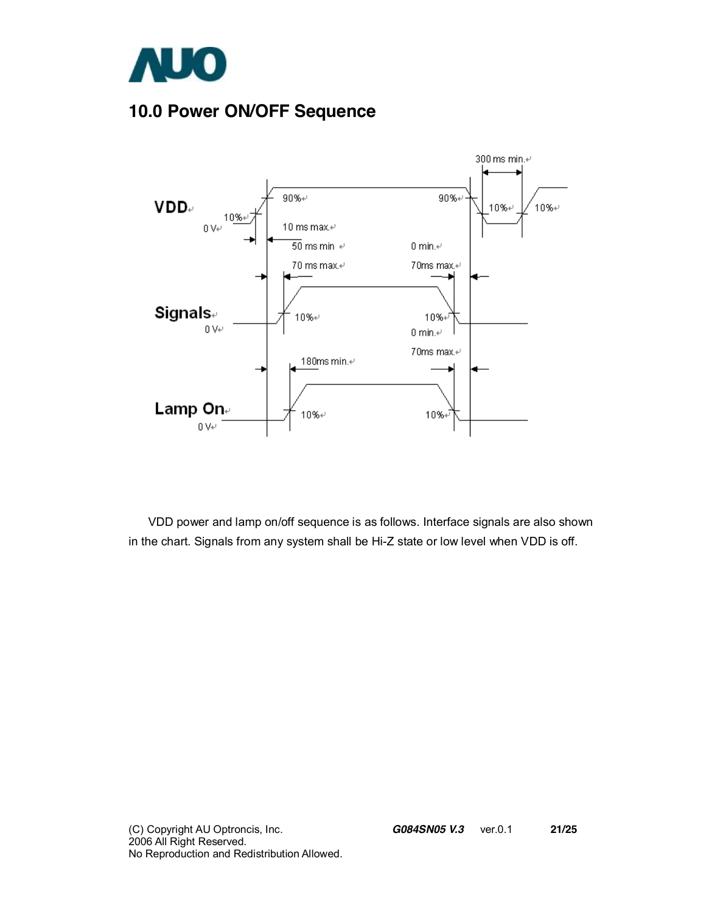# 10.0 Power ON/OFF Sequence

VDD power and lamp on/off sequence is as follows. Interface signals are also shown in the chart. Signals from any system shall be Hi-Z state or low level when VDD is off.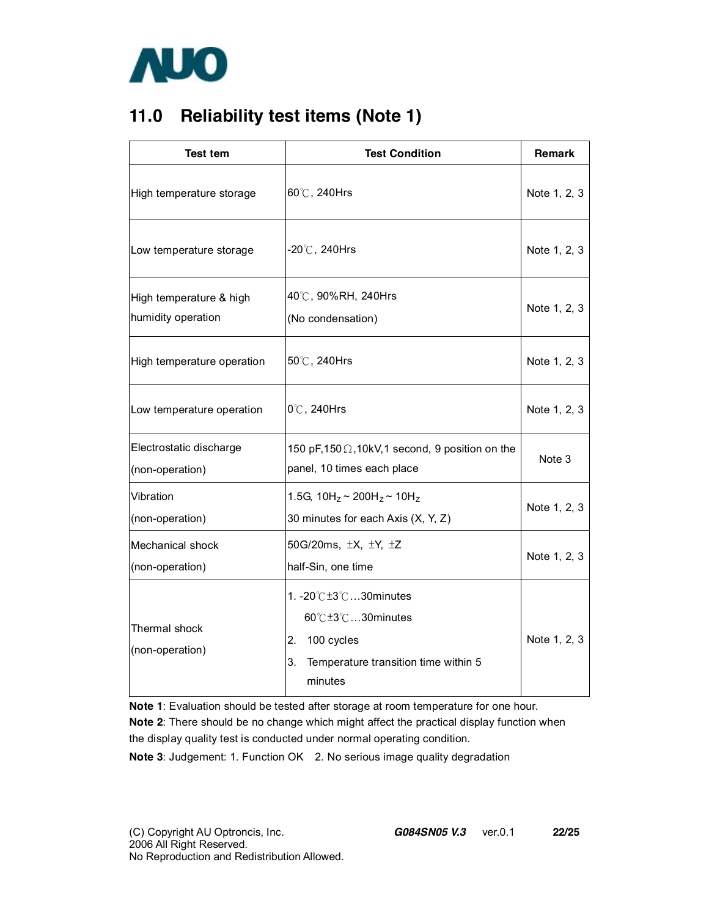## 11.0 Reliability test items (Note 1)

| Test tem | Test Condition | Remark |
|---|---|---|
| High temperature storage | 60℃, 240Hrs | Note 1, 2, 3 |
| Low temperature storage | -20℃, 240Hrs | Note 1, 2, 3 |
| High temperature & high humidity operation | 40℃, 90%RH, 240Hrs<br>(No condensation) | Note 1, 2, 3 |
| High temperature operation | 50℃, 240Hrs | Note 1, 2, 3 |
| Low temperature operation | 0℃, 240Hrs | Note 1, 2, 3 |
| Electrostatic discharge<br>(non-operation) | 150 pF,150Ω,10kV,1 second, 9 position on the panel, 10 times each place | Note 3 |
| Vibration<br>(non-operation) | 1.5G, $10H_z \sim 200H_z \sim 10H_z$<br>30 minutes for each Axis (X, Y, Z) | Note 1, 2, 3 |
| Mechanical shock<br>(non-operation) | 50G/20ms, ±X, ±Y, ±Z<br>half-Sin, one time | Note 1, 2, 3 |
| Thermal shock<br>(non-operation) | 1. -20℃±3℃…30minutes<br>60℃±3℃…30minutes<br>2. 100 cycles<br>3. Temperature transition time within 5 minutes | Note 1, 2, 3 |

**Note 1**: Evaluation should be tested after storage at room temperature for one hour.

**Note 2**: There should be no change which might affect the practical display function when the display quality test is conducted under normal operating condition.

**Note 3**: Judgement: 1. Function OK 2. No serious image quality degradation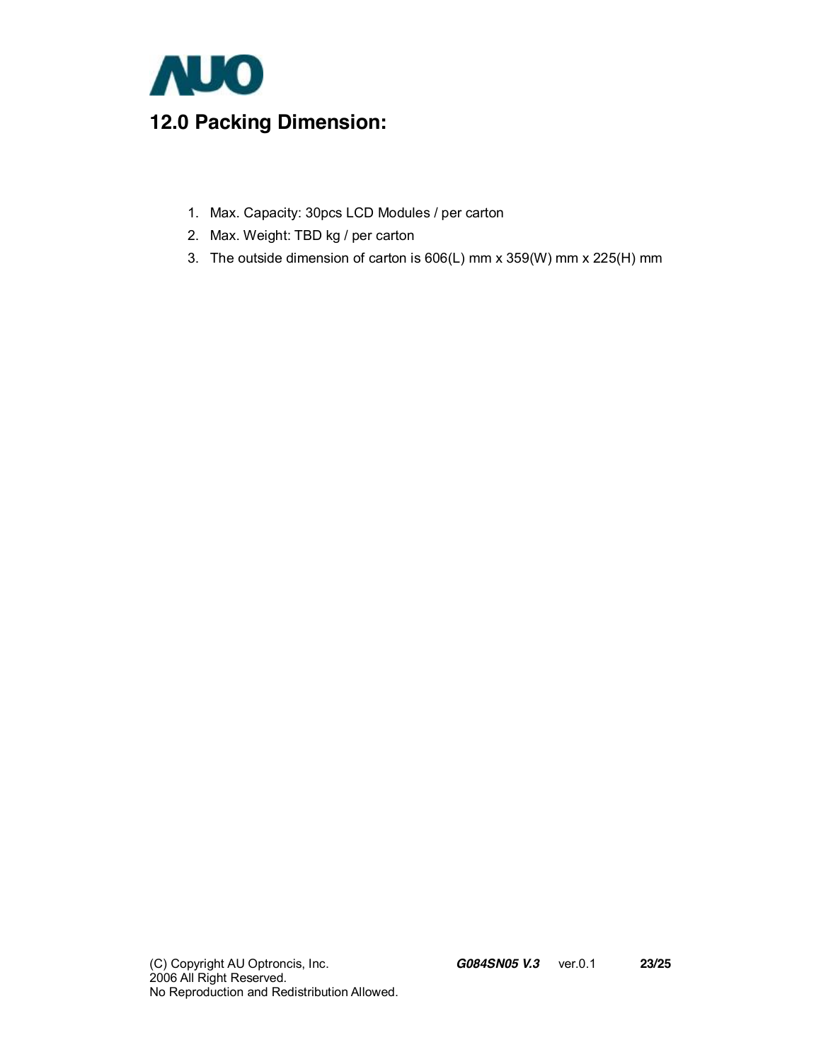## 12.0 Packing Dimension:

1. Max. Capacity: 30pcs LCD Modules / per carton
2. Max. Weight: TBD kg / per carton
3. The outside dimension of carton is 606(L) mm x 359(W) mm x 225(H) mm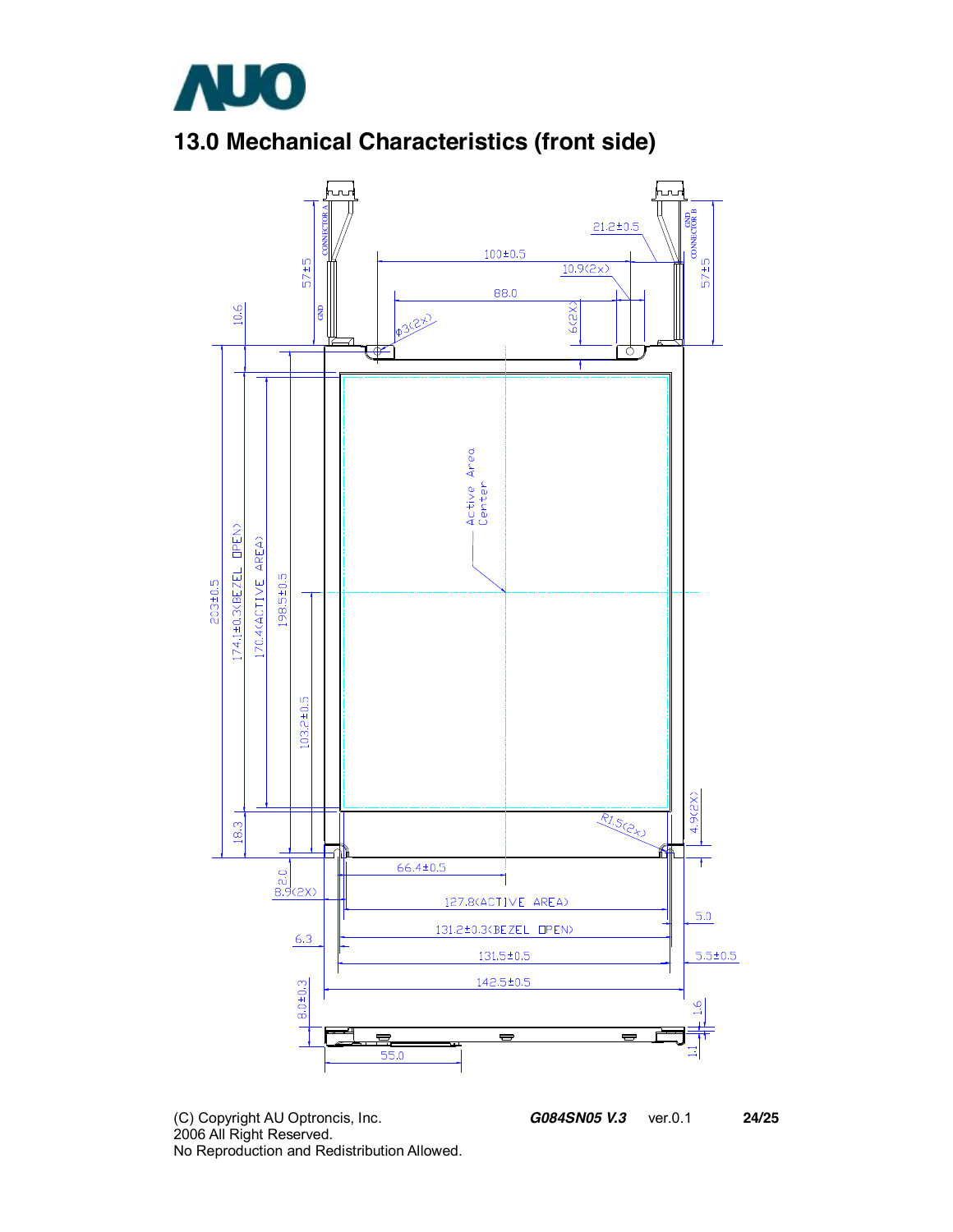# 13.0 Mechanical Characteristics (front side)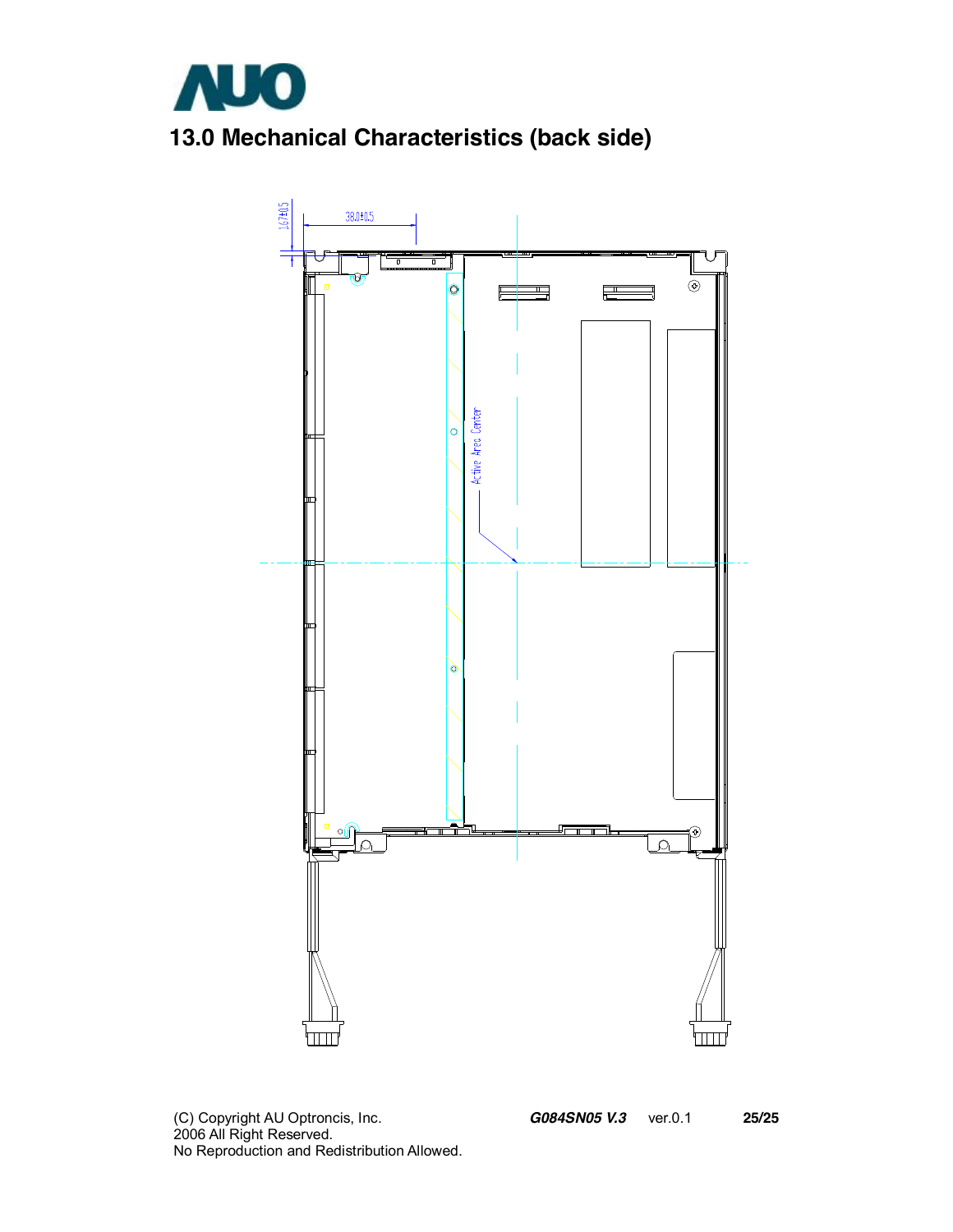## 13.0 Mechanical Characteristics (back side)

16.7±0.5

38.0±0.5

Active Area Center